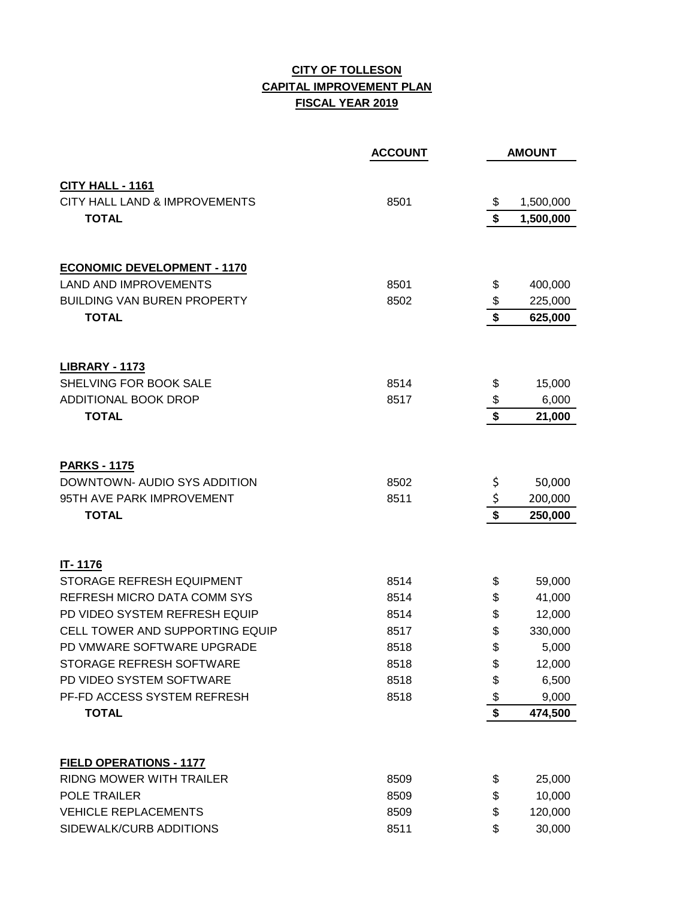**CITY OF TOLLESON**
**CAPITAL IMPROVEMENT PLAN**
**FISCAL YEAR 2019**

| | ACCOUNT | AMOUNT |
|---|---|---|
| **CITY HALL - 1161** | | |
| CITY HALL LAND & IMPROVEMENTS | 8501 | $ 1,500,000 |
| **TOTAL** | | **$ 1,500,000** |
| | | |
| **ECONOMIC DEVELOPMENT - 1170** | | |
| LAND AND IMPROVEMENTS | 8501 | $ 400,000 |
| BUILDING VAN BUREN PROPERTY | 8502 | $ 225,000 |
| **TOTAL** | | **$ 625,000** |
| | | |
| **LIBRARY - 1173** | | |
| SHELVING FOR BOOK SALE | 8514 | $ 15,000 |
| ADDITIONAL BOOK DROP | 8517 | $ 6,000 |
| **TOTAL** | | **$ 21,000** |
| | | |
| **PARKS - 1175** | | |
| DOWNTOWN- AUDIO SYS ADDITION | 8502 | $ 50,000 |
| 95TH AVE PARK IMPROVEMENT | 8511 | $ 200,000 |
| **TOTAL** | | **$ 250,000** |
| | | |
| **IT- 1176** | | |
| STORAGE REFRESH EQUIPMENT | 8514 | $ 59,000 |
| REFRESH MICRO DATA COMM SYS | 8514 | $ 41,000 |
| PD VIDEO SYSTEM REFRESH EQUIP | 8514 | $ 12,000 |
| CELL TOWER AND SUPPORTING EQUIP | 8517 | $ 330,000 |
| PD VMWARE SOFTWARE UPGRADE | 8518 | $ 5,000 |
| STORAGE REFRESH SOFTWARE | 8518 | $ 12,000 |
| PD VIDEO SYSTEM SOFTWARE | 8518 | $ 6,500 |
| PF-FD ACCESS SYSTEM REFRESH | 8518 | $ 9,000 |
| **TOTAL** | | **$ 474,500** |
| | | |
| **FIELD OPERATIONS - 1177** | | |
| RIDNG MOWER WITH TRAILER | 8509 | $ 25,000 |
| POLE TRAILER | 8509 | $ 10,000 |
| VEHICLE REPLACEMENTS | 8509 | $ 120,000 |
| SIDEWALK/CURB ADDITIONS | 8511 | $ 30,000 |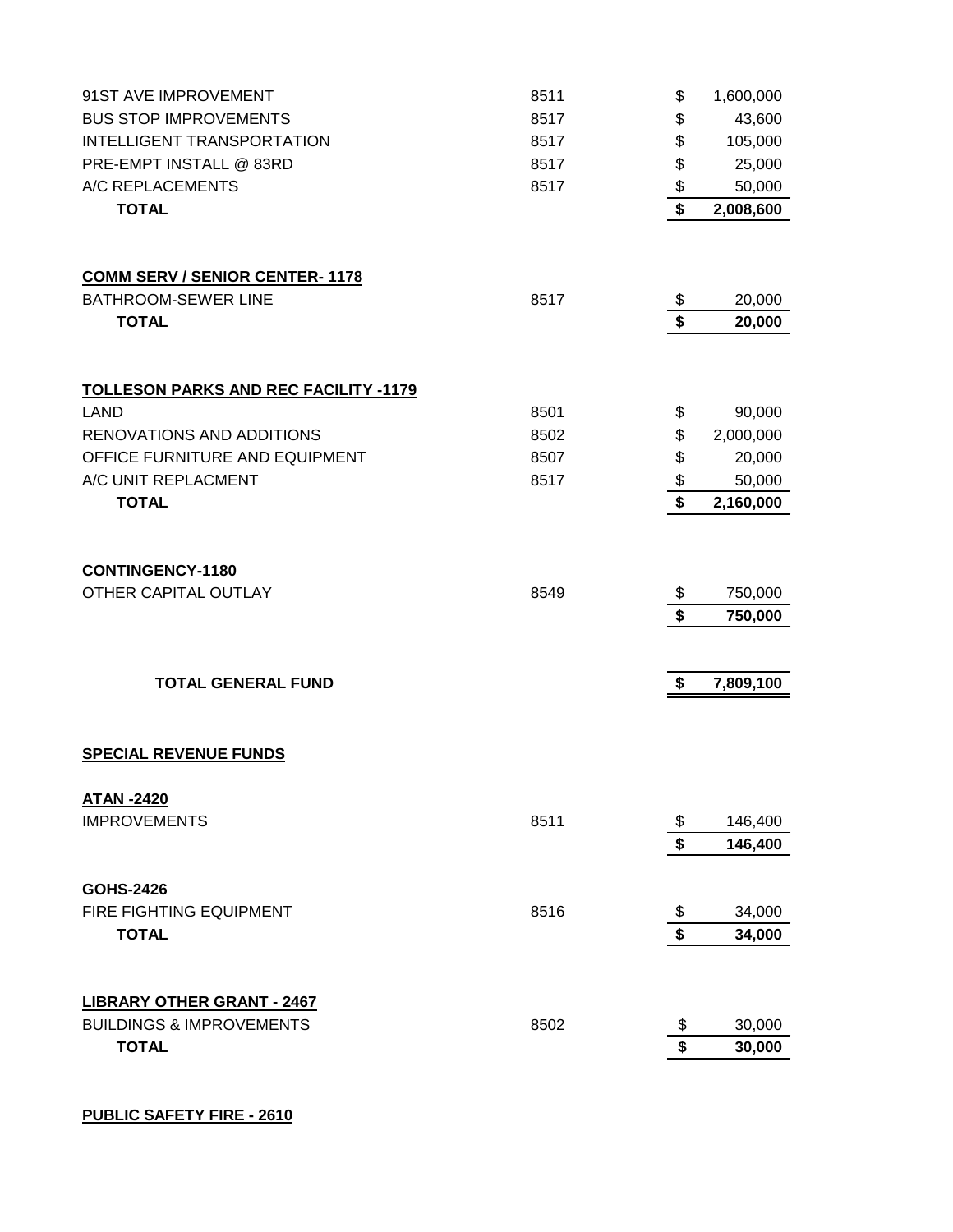| | | | |
|---|---|---|---|
| 91ST AVE IMPROVEMENT | 8511 | $ | 1,600,000 |
| BUS STOP IMPROVEMENTS | 8517 | $ | 43,600 |
| INTELLIGENT TRANSPORTATION | 8517 | $ | 105,000 |
| PRE-EMPT INSTALL @ 83RD | 8517 | $ | 25,000 |
| A/C REPLACEMENTS | 8517 | $ | 50,000 |
| **TOTAL** | | **$** | **2,008,600** |

**COMM SERV / SENIOR CENTER- 1178**

| | | | |
|---|---|---|---|
| BATHROOM-SEWER LINE | 8517 | $ | 20,000 |
| **TOTAL** | | **$** | **20,000** |

**TOLLESON PARKS AND REC FACILITY -1179**

| | | | |
|---|---|---|---|
| LAND | 8501 | $ | 90,000 |
| RENOVATIONS AND ADDITIONS | 8502 | $ | 2,000,000 |
| OFFICE FURNITURE AND EQUIPMENT | 8507 | $ | 20,000 |
| A/C UNIT REPLACMENT | 8517 | $ | 50,000 |
| **TOTAL** | | **$** | **2,160,000** |

**CONTINGENCY-1180**

| | | | |
|---|---|---|---|
| OTHER CAPITAL OUTLAY | 8549 | $ | 750,000 |
| | | **$** | **750,000** |

| | | | |
|---|---|---|---|
| **TOTAL GENERAL FUND** | | **$** | **7,809,100** |

**SPECIAL REVENUE FUNDS**

**ATAN -2420**

| | | | |
|---|---|---|---|
| IMPROVEMENTS | 8511 | $ | 146,400 |
| | | **$** | **146,400** |

**GOHS-2426**

| | | | |
|---|---|---|---|
| FIRE FIGHTING EQUIPMENT | 8516 | $ | 34,000 |
| **TOTAL** | | **$** | **34,000** |

**LIBRARY OTHER GRANT - 2467**

| | | | |
|---|---|---|---|
| BUILDINGS & IMPROVEMENTS | 8502 | $ | 30,000 |
| **TOTAL** | | **$** | **30,000** |

**PUBLIC SAFETY FIRE - 2610**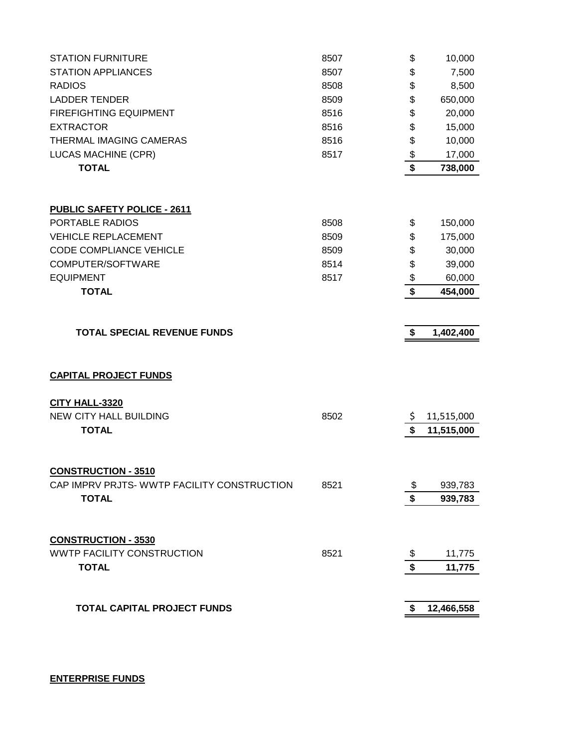| | | |
|---|---|---|
| STATION FURNITURE | 8507 | $ 10,000 |
| STATION APPLIANCES | 8507 | $ 7,500 |
| RADIOS | 8508 | $ 8,500 |
| LADDER TENDER | 8509 | $ 650,000 |
| FIREFIGHTING EQUIPMENT | 8516 | $ 20,000 |
| EXTRACTOR | 8516 | $ 15,000 |
| THERMAL IMAGING CAMERAS | 8516 | $ 10,000 |
| LUCAS MACHINE (CPR) | 8517 | $ 17,000 |
| **TOTAL** | | **$ 738,000** |

**PUBLIC SAFETY POLICE - 2611**

| | | |
|---|---|---|
| PORTABLE RADIOS | 8508 | $ 150,000 |
| VEHICLE REPLACEMENT | 8509 | $ 175,000 |
| CODE COMPLIANCE VEHICLE | 8509 | $ 30,000 |
| COMPUTER/SOFTWARE | 8514 | $ 39,000 |
| EQUIPMENT | 8517 | $ 60,000 |
| **TOTAL** | | **$ 454,000** |

| | | |
|---|---|---|
| **TOTAL SPECIAL REVENUE FUNDS** | | **$ 1,402,400** |

**CAPITAL PROJECT FUNDS**

**CITY HALL-3320**

| | | |
|---|---|---|
| NEW CITY HALL BUILDING | 8502 | $ 11,515,000 |
| **TOTAL** | | **$ 11,515,000** |

**CONSTRUCTION - 3510**

| | | |
|---|---|---|
| CAP IMPRV PRJTS- WWTP FACILITY CONSTRUCTION | 8521 | $ 939,783 |
| **TOTAL** | | **$ 939,783** |

**CONSTRUCTION - 3530**

| | | |
|---|---|---|
| WWTP FACILITY CONSTRUCTION | 8521 | $ 11,775 |
| **TOTAL** | | **$ 11,775** |

| | | |
|---|---|---|
| **TOTAL CAPITAL PROJECT FUNDS** | | **$ 12,466,558** |

**ENTERPRISE FUNDS**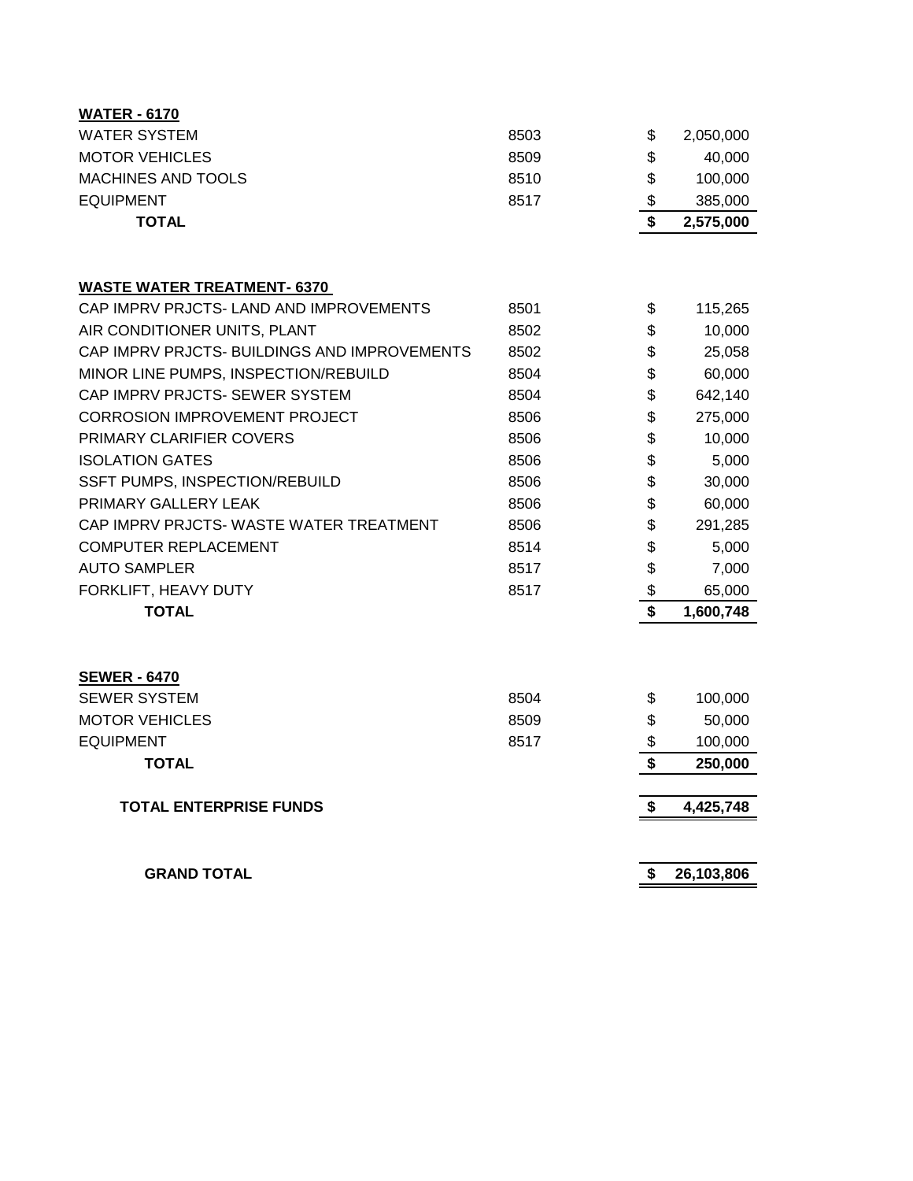**WATER - 6170**

| | | |
|---|---|---|
| WATER SYSTEM | 8503 | $ 2,050,000 |
| MOTOR VEHICLES | 8509 | $ 40,000 |
| MACHINES AND TOOLS | 8510 | $ 100,000 |
| EQUIPMENT | 8517 | $ 385,000 |
| **TOTAL** | | **$ 2,575,000** |

**WASTE WATER TREATMENT- 6370**

| | | |
|---|---|---|
| CAP IMPRV PRJCTS- LAND AND IMPROVEMENTS | 8501 | $ 115,265 |
| AIR CONDITIONER UNITS, PLANT | 8502 | $ 10,000 |
| CAP IMPRV PRJCTS- BUILDINGS AND IMPROVEMENTS | 8502 | $ 25,058 |
| MINOR LINE PUMPS, INSPECTION/REBUILD | 8504 | $ 60,000 |
| CAP IMPRV PRJCTS- SEWER SYSTEM | 8504 | $ 642,140 |
| CORROSION IMPROVEMENT PROJECT | 8506 | $ 275,000 |
| PRIMARY CLARIFIER COVERS | 8506 | $ 10,000 |
| ISOLATION GATES | 8506 | $ 5,000 |
| SSFT PUMPS, INSPECTION/REBUILD | 8506 | $ 30,000 |
| PRIMARY GALLERY LEAK | 8506 | $ 60,000 |
| CAP IMPRV PRJCTS- WASTE WATER TREATMENT | 8506 | $ 291,285 |
| COMPUTER REPLACEMENT | 8514 | $ 5,000 |
| AUTO SAMPLER | 8517 | $ 7,000 |
| FORKLIFT, HEAVY DUTY | 8517 | $ 65,000 |
| **TOTAL** | | **$ 1,600,748** |

**SEWER - 6470**

| | | |
|---|---|---|
| SEWER SYSTEM | 8504 | $ 100,000 |
| MOTOR VEHICLES | 8509 | $ 50,000 |
| EQUIPMENT | 8517 | $ 100,000 |
| **TOTAL** | | **$ 250,000** |
| **TOTAL ENTERPRISE FUNDS** | | **$ 4,425,748** |
| **GRAND TOTAL** | | **$ 26,103,806** |